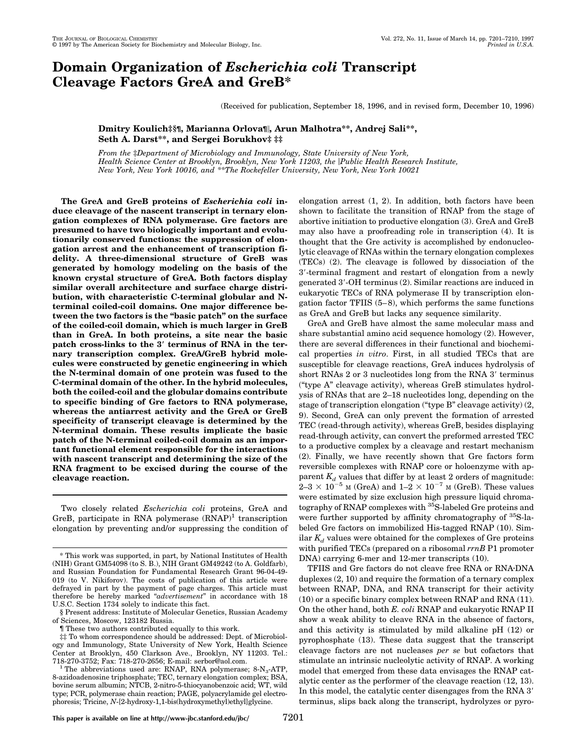# Domain Organization of *Escherichia coli* Transcript Cleavage Factors GreA and GreB*

(Received for publication, September 18, 1996, and in revised form, December 10, 1996)

**Dmitry Koulich‡§¶, Marianna Orlova¶‖, Arun Malhotra\*\*, Andrej Sali\*\*, Seth A. Darst\*\*, and Sergei Borukhov‡ ‡‡**

*From the ‡Department of Microbiology and Immunology, State University of New York, Health Science Center at Brooklyn, Brooklyn, New York 11203, the ‖Public Health Research Institute, New York, New York 10016, and \*\*The Rockefeller University, New York, New York 10021*

**The GreA and GreB proteins of *Escherichia coli* induce cleavage of the nascent transcript in ternary elongation complexes of RNA polymerase. Gre factors are presumed to have two biologically important and evolutionarily conserved functions: the suppression of elongation arrest and the enhancement of transcription fidelity. A three-dimensional structure of GreB was generated by homology modeling on the basis of the known crystal structure of GreA. Both factors display similar overall architecture and surface charge distribution, with characteristic C-terminal globular and N-terminal coiled-coil domains. One major difference between the two factors is the "basic patch" on the surface of the coiled-coil domain, which is much larger in GreB than in GreA. In both proteins, a site near the basic patch cross-links to the 3′ terminus of RNA in the ternary transcription complex. GreA/GreB hybrid molecules were constructed by genetic engineering in which the N-terminal domain of one protein was fused to the C-terminal domain of the other. In the hybrid molecules, both the coiled-coil and the globular domains contribute to specific binding of Gre factors to RNA polymerase, whereas the antiarrest activity and the GreA or GreB specificity of transcript cleavage is determined by the N-terminal domain. These results implicate the basic patch of the N-terminal coiled-coil domain as an important functional element responsible for the interactions with nascent transcript and determining the size of the RNA fragment to be excised during the course of the cleavage reaction.**

Two closely related *Escherichia coli* proteins, GreA and GreB, participate in RNA polymerase (RNAP)[1] transcription elongation by preventing and/or suppressing the condition of elongation arrest (1, 2). In addition, both factors have been shown to facilitate the transition of RNAP from the stage of abortive initiation to productive elongation (3). GreA and GreB may also have a proofreading role in transcription (4). It is thought that the Gre activity is accomplished by endonucleolytic cleavage of RNAs within the ternary elongation complexes (TECs) (2). The cleavage is followed by dissociation of the 3′-terminal fragment and restart of elongation from a newly generated 3′-OH terminus (2). Similar reactions are induced in eukaryotic TECs of RNA polymerase II by transcription elongation factor TFIIS (5–8), which performs the same functions as GreA and GreB but lacks any sequence similarity.

GreA and GreB have almost the same molecular mass and share substantial amino acid sequence homology (2). However, there are several differences in their functional and biochemical properties *in vitro*. First, in all studied TECs that are susceptible for cleavage reactions, GreA induces hydrolysis of short RNAs 2 or 3 nucleotides long from the RNA 3′ terminus ("type A" cleavage activity), whereas GreB stimulates hydrolysis of RNAs that are 2–18 nucleotides long, depending on the stage of transcription elongation ("type B" cleavage activity) (2, 9). Second, GreA can only prevent the formation of arrested TEC (read-through activity), whereas GreB, besides displaying read-through activity, can convert the preformed arrested TEC to a productive complex by a cleavage and restart mechanism (2). Finally, we have recently shown that Gre factors form reversible complexes with RNAP core or holoenzyme with apparent $K_d$ values that differ by at least 2 orders of magnitude: $2–3 \times 10^{-5}$ M (GreA) and $1–2 \times 10^{-7}$ M (GreB). These values were estimated by size exclusion high pressure liquid chromatography of RNAP complexes with $^{35}$S-labeled Gre proteins and were further supported by affinity chromatography of $^{35}$S-labeled Gre factors on immobilized His-tagged RNAP (10). Similar $K_d$ values were obtained for the complexes of Gre proteins with purified TECs (prepared on a ribosomal *rrnB* P1 promoter DNA) carrying 6-mer and 12-mer transcripts (10).

TFIIS and Gre factors do not cleave free RNA or RNA·DNA duplexes (2, 10) and require the formation of a ternary complex between RNAP, DNA, and RNA transcript for their activity (10) or a specific binary complex between RNAP and RNA (11). On the other hand, both *E. coli* RNAP and eukaryotic RNAP II show a weak ability to cleave RNA in the absence of factors, and this activity is stimulated by mild alkaline pH (12) or pyrophosphate (13). These data suggest that the transcript cleavage factors are not nucleases *per se* but cofactors that stimulate an intrinsic nucleolytic activity of RNAP. A working model that emerged from these data envisages the RNAP catalytic center as the performer of the cleavage reaction (12, 13). In this model, the catalytic center disengages from the RNA 3′ terminus, slips back along the transcript, hydrolyzes or pyro-

---

\* This work was supported, in part, by National Institutes of Health (NIH) Grant GM54098 (to S. B.), NIH Grant GM49242 (to A. Goldfarb), and Russian Foundation for Fundamental Research Grant 96-04-49-019 (to V. Nikiforov). The costs of publication of this article were defrayed in part by the payment of page charges. This article must therefore be hereby marked "*advertisement*" in accordance with 18 U.S.C. Section 1734 solely to indicate this fact.

§ Present address: Institute of Molecular Genetics, Russian Academy of Sciences, Moscow, 123182 Russia.

¶ These two authors contributed equally to this work.

‡‡ To whom correspondence should be addressed: Dept. of Microbiology and Immunology, State University of New York, Health Science Center at Brooklyn, 450 Clarkson Ave., Brooklyn, NY 11203. Tel.: 718-270-3752; Fax: 718-270-2656; E-mail: serbor@aol.com.

[1] The abbreviations used are: RNAP, RNA polymerase; 8-$N_3$-ATP, 8-azidoadenosine triphosphate; TEC, ternary elongation complex; BSA, bovine serum albumin; NTCB, 2-nitro-5-thiocyanobenzoic acid; WT, wild type; PCR, polymerase chain reaction; PAGE, polyacrylamide gel electrophoresis; Tricine, *N*-[2-hydroxy-1,1-bis(hydroxymethyl)ethyl]glycine.

This paper is available on line at http://www-jbc.stanford.edu/jbc/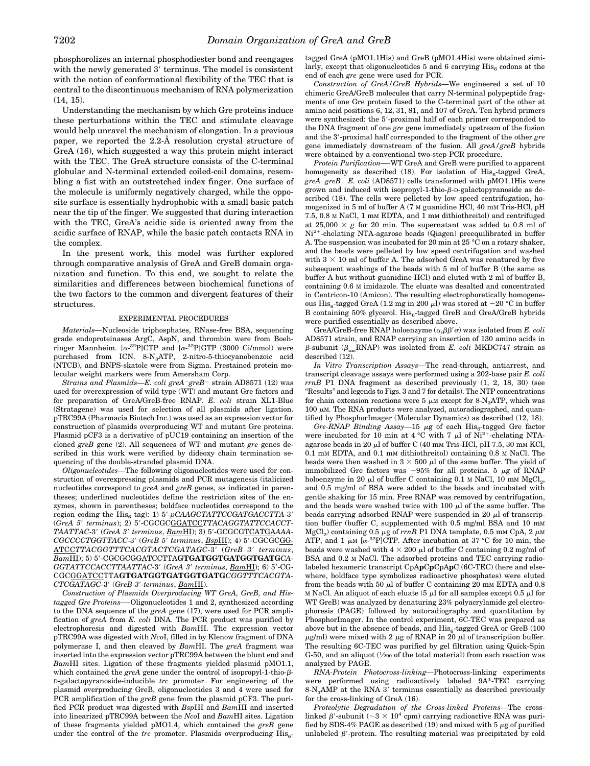phosphorolizes an internal phosphodiester bond and reengages with the newly generated 3′ terminus. The model is consistent with the notion of conformational flexibility of the TEC that is central to the discontinuous mechanism of RNA polymerization (14, 15).

Understanding the mechanism by which Gre proteins induce these perturbations within the TEC and stimulate cleavage would help unravel the mechanism of elongation. In a previous paper, we reported the 2.2-Å resolution crystal structure of GreA (16), which suggested a way this protein might interact with the TEC. The GreA structure consists of the C-terminal globular and N-terminal extended coiled-coil domains, resembling a fist with an outstretched index finger. One surface of the molecule is uniformly negatively charged, while the opposite surface is essentially hydrophobic with a small basic patch near the tip of the finger. We suggested that during interaction with the TEC, GreA's acidic side is oriented away from the acidic surface of RNAP, while the basic patch contacts RNA in the complex.

In the present work, this model was further explored through comparative analysis of GreA and GreB domain organization and function. To this end, we sought to relate the similarities and differences between biochemical functions of the two factors to the common and divergent features of their structures.

## EXPERIMENTAL PROCEDURES

*Materials*—Nucleoside triphosphates, RNase-free BSA, sequencing grade endoproteinases ArgC, AspN, and thrombin were from Boehringer Mannheim. [α-$^{32}$P]CTP and [α-$^{32}$P]GTP (3000 Ci/mmol) were purchased from ICN. 8-$N_3$ATP, 2-nitro-5-thiocyanobenzoic acid (NTCB), and BNPS-skatole were from Sigma. Prestained protein molecular weight markers were from Amersham Corp.

*Strains and Plasmids*—*E. coli greA$^-$greB$^-$* strain AD8571 (12) was used for overexpression of wild type (WT) and mutant Gre factors and for preparation of GreA/GreB-free RNAP. *E. coli* strain XL1-Blue (Stratagene) was used for selection of all plasmids after ligation. pTRC99A (Pharmacia Biotech Inc.) was used as an expression vector for construction of plasmids overproducing WT and mutant Gre proteins. Plasmid pCF3 is a derivative of pUC19 containing an insertion of the cloned *greB* gene (2). All sequences of WT and mutant *gre* genes described in this work were verified by dideoxy chain termination sequencing of the double-stranded plasmid DNA.

*Oligonucleotides*—The following oligonucleotides were used for construction of overexpressing plasmids and PCR mutagenesis (italicized nucleotides correspond to *greA* and *greB* genes, as indicated in parentheses; underlined nucleotides define the restriction sites of the enzymes, shown in parentheses; boldface nucleotides correspond to the region coding the His$_6$ tag): 1) 5′-*pCAAGCTATTCCGATGACCTTA*-3′ (*GreA 5′ terminus*); 2) 5′-CGCGC<u>GGATCC</u>*TTACAGGTATTCCACCTTAATTAC*-3′ (*GreA 3′ terminus*, <u>*Bam*HI</u>); 3) 5′-GCGCG<u>TCATGA</u>*AAACGCCCCTGGTTACC*-3′ (*GreB 5′ terminus*, <u>*Bsp*HI</u>); 4) 5′-CGCGC<u>GGATCC</u>*TTACGGTTTCACGTACTCGATAGC*-3′ (*GreB 3′ terminus*, <u>*Bam*HI</u>); 5) 5′-CGCGC<u>GGATCC</u>TTA**GTGATGGTGATGGTGATG***CAGGTATTCCACCTTAATTAC*-3′ (*GreA 3′ terminus*, <u>*Bam*HI</u>); 6) 5′-CGCGC<u>GGATCC</u>TTA**GTGATGGTGATGGTGATG***CGGTTTCACGTACTCGATAGC*-3′ (*GreB 3′-terminus*, <u>*Bam*HI</u>).

*Construction of Plasmids Overproducing WT GreA, GreB, and His-tagged Gre Proteins*—Oligonucleotides 1 and 2, synthesized according to the DNA sequence of the *greA* gene (17), were used for PCR amplification of *greA* from *E. coli* DNA. The PCR product was purified by electrophoresis and digested with *Bam*HI. The expression vector pTRC99A was digested with *Nco*I, filled in by Klenow fragment of DNA polymerase I, and then cleaved by *Bam*HI. The *greA* fragment was inserted into the expression vector pTRC99A between the blunt end and *Bam*HI sites. Ligation of these fragments yielded plasmid pMO1.1, which contained the *greA* gene under the control of isopropyl-1-thio-β-D-galactopyranoside-inducible *trc* promoter. For engineering of the plasmid overproducing GreB, oligonucleotides 3 and 4 were used for PCR amplification of the *greB* gene from the plasmid pCF3. The purified PCR product was digested with *Bsp*HI and *Bam*HI and inserted into linearized pTRC99A between the *Nco*I and *Bam*HI sites. Ligation of these fragments yielded pMO1.4, which contained the *greB* gene under the control of the *trc* promoter. Plasmids overproducing His$_6$-tagged GreA (pMO1.1His) and GreB (pMO1.4His) were obtained similarly, except that oligonucleotides 5 and 6 carrying His$_6$ codons at the end of each *gre* gene were used for PCR.

*Construction of GreA/GreB Hybrids*—We engineered a set of 10 chimeric GreA/GreB molecules that carry N-terminal polypeptide fragments of one Gre protein fused to the C-terminal part of the other at amino acid positions 6, 12, 31, 81, and 107 of GreA. Ten hybrid primers were synthesized: the 5′-proximal half of each primer corresponded to the DNA fragment of one *gre* gene immediately upstream of the fusion and the 3′-proximal half corresponded to the fragment of the other *gre* gene immediately downstream of the fusion. All *greA/greB* hybrids were obtained by a conventional two-step PCR procedure.

*Protein Purification*—WT GreA and GreB were purified to apparent homogeneity as described (18). For isolation of His$_6$-tagged GreA, *greA$^-$greB$^-$ E. coli* (AD8571) cells transformed with pMO1.1His were grown and induced with isopropyl-1-thio-β-D-galactopyranoside as described (18). The cells were pelleted by low speed centrifugation, homogenized in 5 ml of buffer A (7 M guanidine HCl, 40 mM Tris-HCl, pH 7.5, 0.8 M NaCl, 1 mM EDTA, and 1 mM dithiothreitol) and centrifuged at 25,000 × *g* for 20 min. The supernatant was added to 0.8 ml of $Ni^{2+}$-chelating NTA-agarose beads (Qiagen) preequilibrated in buffer A. The suspension was incubated for 20 min at 25 °C on a rotary shaker, and the beads were pelleted by low speed centrifugation and washed with 3 × 10 ml of buffer A. The adsorbed GreA was renatured by five subsequent washings of the beads with 5 ml of buffer B (the same as buffer A but without guanidine HCl) and eluted with 2 ml of buffer B, containing 0.6 M imidazole. The eluate was desalted and concentrated in Centricon-10 (Amicon). The resulting electrophoretically homogeneous His$_6$-tagged GreA (1.2 mg in 200 μl) was stored at −20 °C in buffer B containing 50% glycerol. His$_6$-tagged GreB and GreA/GreB hybrids were purified essentially as described above.

GreA/GreB-free RNAP holoenzyme ($\alpha_2\beta\beta'\sigma$) was isolated from *E. coli* AD8571 strain, and RNAP carrying an insertion of 130 amino acids in β-subunit ($\beta_{ins}$RNAP) was isolated from *E. coli* MKDC747 strain as described (12).

*In Vitro Transcription Assays*—The read-through, antiarrest, and transcript cleavage assays were performed using a 202-base pair *E. coli rrnB* P1 DNA fragment as described previously (1, 2, 18, 30) (see "Results" and legends to Figs. 3 and 7 for details). The NTP concentrations for chain extension reactions were 5 μM except for 8-$N_3$ATP, which was 100 μM. The RNA products were analyzed, autoradiographed, and quantified by PhosphorImager (Molecular Dynamics) as described (12, 18).

*Gre-RNAP Binding Assay*—15 μg of each His$_6$-tagged Gre factor were incubated for 10 min at 4 °C with 7 μl of $Ni^{2+}$-chelating NTA-agarose beads in 20 μl of buffer C (40 mM Tris-HCl, pH 7.5, 30 mM KCl, 0.1 mM EDTA, and 0.1 mM dithiothreitol) containing 0.8 M NaCl. The beads were then washed in 3 × 500 μl of the same buffer. The yield of immobilized Gre factors was ~95% for all proteins. 5 μg of RNAP holoenzyme in 20 μl of buffer C containing 0.1 M NaCl, 10 mM $MgCl_2$, and 0.5 mg/ml of BSA were added to the beads and incubated with gentle shaking for 15 min. Free RNAP was removed by centrifugation, and the beads were washed twice with 100 μl of the same buffer. The beads carrying adsorbed RNAP were suspended in 20 μl of transcription buffer (buffer C, supplemented with 0.5 mg/ml BSA and 10 mM $MgCl_2$) containing 0.5 μg of *rrnB* P1 DNA template, 0.5 mM CpA, 2 μM ATP, and 1 μM [α-$^{32}$P]CTP. After incubation at 37 °C for 10 min, the beads were washed with 4 × 200 μl of buffer C containing 0.2 mg/ml of BSA and 0.2 M NaCl. The adsorbed proteins and TEC carrying radiolabeled hexameric transcript CpA**p**C**p**CpA**p**C (6C-TEC) (here and elsewhere, boldface type symbolizes radioactive phosphates) were eluted from the beads with 50 μl of buffer C containing 20 mM EDTA and 0.8 M NaCl. An aliquot of each eluate (5 μl for all samples except 0.5 μl for WT GreB) was analyzed by denaturing 23% polyacrylamide gel electrophoresis (PAGE) followed by autoradiography and quantitation by PhosphorImager. In the control experiment, 6C-TEC was prepared as above but in the absence of beads, and His$_6$-tagged GreA or GreB (100 μg/ml) were mixed with 2 μg of RNAP in 20 μl of transcription buffer. The resulting 6C-TEC was purified by gel filtration using Quick-Spin G-50, and an aliquot (1/200 of the total material) from each reaction was analyzed by PAGE.

*RNA-Protein Photocross-linking*—Photocross-linking experiments were performed using radioactively labeled 9A*-TEC carrying 8-$N_3$AMP at the RNA 3′ terminus essentially as described previously for the cross-linking of GreA (16).

*Proteolytic Degradation of the Cross-linked Proteins*—The cross-linked β′-subunit (~3 × $10^4$ cpm) carrying radioactive RNA was purified by SDS-4% PAGE as described (19) and mixed with 5 μg of purified unlabeled β′-protein. The resulting material was precipitated by cold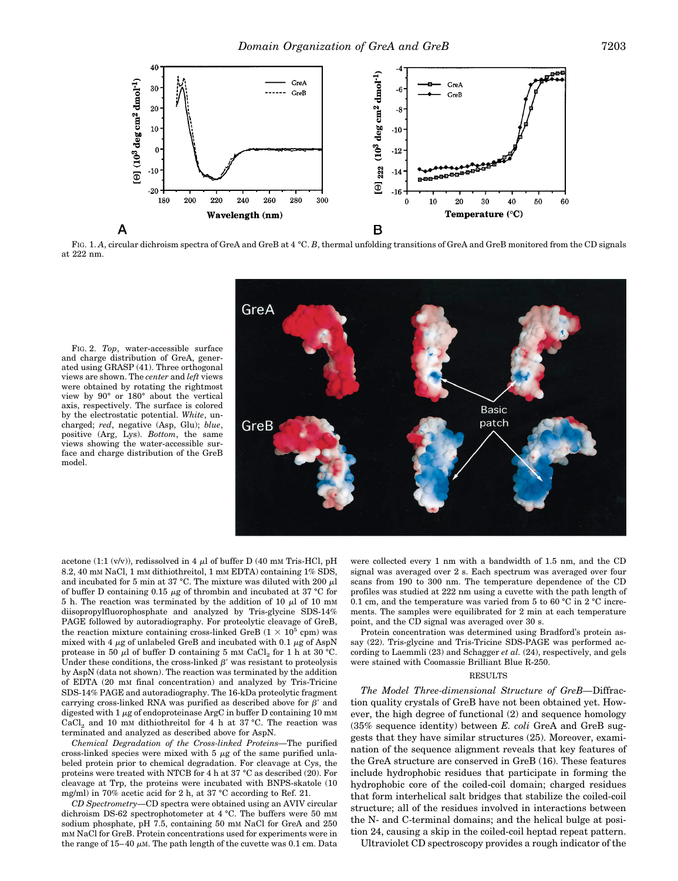FIG. 1. *A*, circular dichroism spectra of GreA and GreB at 4 °C. *B*, thermal unfolding transitions of GreA and GreB monitored from the CD signals at 222 nm.

FIG. 2. *Top*, water-accessible surface and charge distribution of GreA, generated using GRASP (41). Three orthogonal views are shown. The *center* and *left* views were obtained by rotating the rightmost view by 90° or 180° about the vertical axis, respectively. The surface is colored by the electrostatic potential. *White*, uncharged; *red*, negative (Asp, Glu); *blue*, positive (Arg, Lys). *Bottom*, the same views showing the water-accessible surface and charge distribution of the GreB model.

acetone (1:1 (v/v)), redissolved in 4 μl of buffer D (40 mM Tris-HCl, pH 8.2, 40 mM NaCl, 1 mM dithiothreitol, 1 mM EDTA) containing 1% SDS, and incubated for 5 min at 37 °C. The mixture was diluted with 200 μl of buffer D containing 0.15 μg of thrombin and incubated at 37 °C for 5 h. The reaction was terminated by the addition of 10 μl of 10 mM diisopropylfluorophosphate and analyzed by Tris-glycine SDS-14% PAGE followed by autoradiography. For proteolytic cleavage of GreB, the reaction mixture containing cross-linked GreB ($1 \times 10^5$ cpm) was mixed with 4 μg of unlabeled GreB and incubated with 0.1 μg of AspN protease in 50 μl of buffer D containing 5 mM $CaCl_2$ for 1 h at 30 °C. Under these conditions, the cross-linked β′ was resistant to proteolysis by AspN (data not shown). The reaction was terminated by the addition of EDTA (20 mM final concentration) and analyzed by Tris-Tricine SDS-14% PAGE and autoradiography. The 16-kDa proteolytic fragment carrying cross-linked RNA was purified as described above for β′ and digested with 1 μg of endoproteinase ArgC in buffer D containing 10 mM $CaCl_2$ and 10 mM dithiothreitol for 4 h at 37 °C. The reaction was terminated and analyzed as described above for AspN.

*Chemical Degradation of the Cross-linked Proteins*—The purified cross-linked species were mixed with 5 μg of the same purified unlabeled protein prior to chemical degradation. For cleavage at Cys, the proteins were treated with NTCB for 4 h at 37 °C as described (20). For cleavage at Trp, the proteins were incubated with BNPS-skatole (10 mg/ml) in 70% acetic acid for 2 h, at 37 °C according to Ref. 21.

*CD Spectrometry*—CD spectra were obtained using an AVIV circular dichroism DS-62 spectrophotometer at 4 °C. The buffers were 50 mM sodium phosphate, pH 7.5, containing 50 mM NaCl for GreA and 250 mM NaCl for GreB. Protein concentrations used for experiments were in the range of 15–40 μM. The path length of the cuvette was 0.1 cm. Data were collected every 1 nm with a bandwidth of 1.5 nm, and the CD signal was averaged over 2 s. Each spectrum was averaged over four scans from 190 to 300 nm. The temperature dependence of the CD profiles was studied at 222 nm using a cuvette with the path length of 0.1 cm, and the temperature was varied from 5 to 60 °C in 2 °C increments. The samples were equilibrated for 2 min at each temperature point, and the CD signal was averaged over 30 s.

Protein concentration was determined using Bradford's protein assay (22). Tris-glycine and Tris-Tricine SDS-PAGE was performed according to Laemmli (23) and Schagger *et al.* (24), respectively, and gels were stained with Coomassie Brilliant Blue R-250.

## RESULTS

*The Model Three-dimensional Structure of GreB*—Diffraction quality crystals of GreB have not been obtained yet. However, the high degree of functional (2) and sequence homology (35% sequence identity) between *E. coli* GreA and GreB suggests that they have similar structures (25). Moreover, examination of the sequence alignment reveals that key features of the GreA structure are conserved in GreB (16). These features include hydrophobic residues that participate in forming the hydrophobic core of the coiled-coil domain; charged residues that form interhelical salt bridges that stabilize the coiled-coil structure; all of the residues involved in interactions between the N- and C-terminal domains; and the helical bulge at position 24, causing a skip in the coiled-coil heptad repeat pattern.

Ultraviolet CD spectroscopy provides a rough indicator of the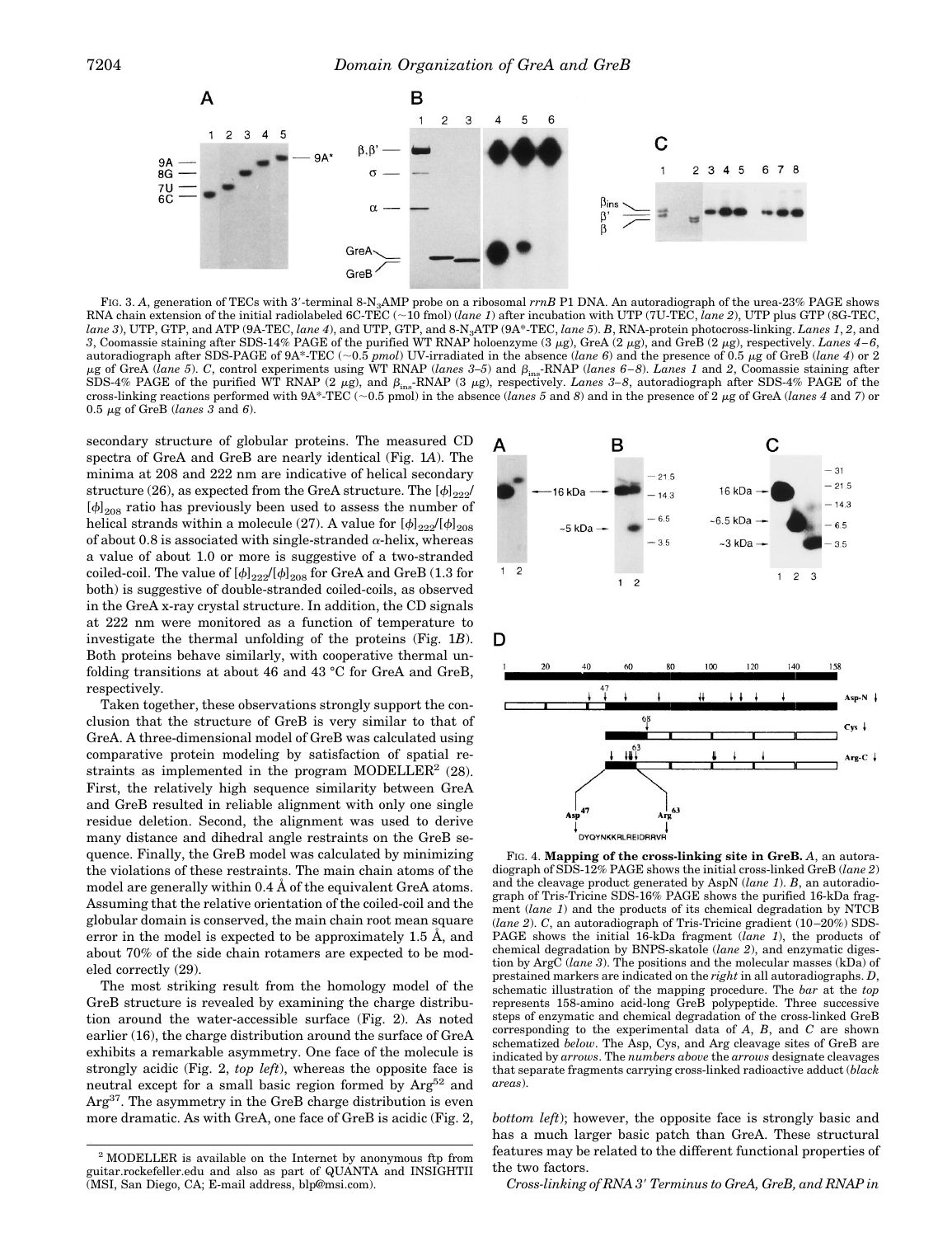FIG. 3. *A*, generation of TECs with 3′-terminal 8-$N_3$AMP probe on a ribosomal *rrnB* P1 DNA. An autoradiograph of the urea-23% PAGE shows RNA chain extension of the initial radiolabeled 6C-TEC (~10 fmol) (*lane 1*) after incubation with UTP (7U-TEC, *lane 2*), UTP plus GTP (8G-TEC, *lane 3*), UTP, GTP, and ATP (9A-TEC, *lane 4*), and UTP, GTP, and 8-$N_3$ATP (9A*-TEC, *lane 5*). *B*, RNA-protein photocross-linking. *Lanes 1*, *2*, and *3*, Coomassie staining after SDS-14% PAGE of the purified WT RNAP holoenzyme (3 μg), GreA (2 μg), and GreB (2 μg), respectively. *Lanes 4–6*, autoradiograph after SDS-PAGE of 9A*-TEC (~0.5 *pmol*) UV-irradiated in the absence (*lane 6*) and the presence of 0.5 μg of GreB (*lane 4*) or 2 μg of GreA (*lane 5*). *C*, control experiments using WT RNAP (*lanes 3–5*) and $\beta_{ins}$-RNAP (*lanes 6–8*). *Lanes 1* and *2*, Coomassie staining after SDS-4% PAGE of the purified WT RNAP (2 μg), and $\beta_{ins}$-RNAP (3 μg), respectively. *Lanes 3–8*, autoradiograph after SDS-4% PAGE of the cross-linking reactions performed with 9A*-TEC (~0.5 pmol) in the absence (*lanes 5* and *8*) and in the presence of 2 μg of GreA (*lanes 4* and *7*) or 0.5 μg of GreB (*lanes 3* and *6*).

secondary structure of globular proteins. The measured CD spectra of GreA and GreB are nearly identical (Fig. 1*A*). The minima at 208 and 222 nm are indicative of helical secondary structure (26), as expected from the GreA structure. The $[\phi]_{222}/[\phi]_{208}$ ratio has previously been used to assess the number of helical strands within a molecule (27). A value for $[\phi]_{222}/[\phi]_{208}$ of about 0.8 is associated with single-stranded α-helix, whereas a value of about 1.0 or more is suggestive of a two-stranded coiled-coil. The value of $[\phi]_{222}/[\phi]_{208}$ for GreA and GreB (1.3 for both) is suggestive of double-stranded coiled-coils, as observed in the GreA x-ray crystal structure. In addition, the CD signals at 222 nm were monitored as a function of temperature to investigate the thermal unfolding of the proteins (Fig. 1*B*). Both proteins behave similarly, with cooperative thermal unfolding transitions at about 46 and 43 °C for GreA and GreB, respectively.

Taken together, these observations strongly support the conclusion that the structure of GreB is very similar to that of GreA. A three-dimensional model of GreB was calculated using comparative protein modeling by satisfaction of spatial restraints as implemented in the program MODELLER[2] (28). First, the relatively high sequence similarity between GreA and GreB resulted in reliable alignment with only one single residue deletion. Second, the alignment was used to derive many distance and dihedral angle restraints on the GreB sequence. Finally, the GreB model was calculated by minimizing the violations of these restraints. The main chain atoms of the model are generally within 0.4 Å of the equivalent GreA atoms. Assuming that the relative orientation of the coiled-coil and the globular domain is conserved, the main chain root mean square error in the model is expected to be approximately 1.5 Å, and about 70% of the side chain rotamers are expected to be modeled correctly (29).

The most striking result from the homology model of the GreB structure is revealed by examining the charge distribution around the water-accessible surface (Fig. 2). As noted earlier (16), the charge distribution around the surface of GreA exhibits a remarkable asymmetry. One face of the molecule is strongly acidic (Fig. 2, *top left*), whereas the opposite face is neutral except for a small basic region formed by $Arg^{52}$ and $Arg^{37}$. The asymmetry in the GreB charge distribution is even more dramatic. As with GreA, one face of GreB is acidic (Fig. 2, *bottom left*); however, the opposite face is strongly basic and has a much larger basic patch than GreA. These structural features may be related to the different functional properties of the two factors.

FIG. 4. **Mapping of the cross-linking site in GreB.** *A*, an autoradiograph of SDS-12% PAGE shows the initial cross-linked GreB (*lane 2*) and the cleavage product generated by AspN (*lane 1*). *B*, an autoradiograph of Tris-Tricine SDS-16% PAGE shows the purified 16-kDa fragment (*lane 1*) and the products of its chemical degradation by NTCB (*lane 2*). *C*, an autoradiograph of Tris-Tricine gradient (10–20%) SDS-PAGE shows the initial 16-kDa fragment (*lane 1*), the products of chemical degradation by BNPS-skatole (*lane 2*), and enzymatic digestion by ArgC (*lane 3*). The positions and the molecular masses (kDa) of prestained markers are indicated on the *right* in all autoradiographs. *D*, schematic illustration of the mapping procedure. The *bar* at the *top* represents 158-amino acid-long GreB polypeptide. Three successive steps of enzymatic and chemical degradation of the cross-linked GreB corresponding to the experimental data of *A*, *B*, and *C* are shown schematized *below*. The Asp, Cys, and Arg cleavage sites of GreB are indicated by *arrows*. The *numbers above* the *arrows* designate cleavages that separate fragments carrying cross-linked radioactive adduct (*black areas*).

*Cross-linking of RNA 3′ Terminus to GreA, GreB, and RNAP in*

[2] MODELLER is available on the Internet by anonymous ftp from guitar.rockefeller.edu and also as part of QUANTA and INSIGHTII (MSI, San Diego, CA; E-mail address, blp@msi.com).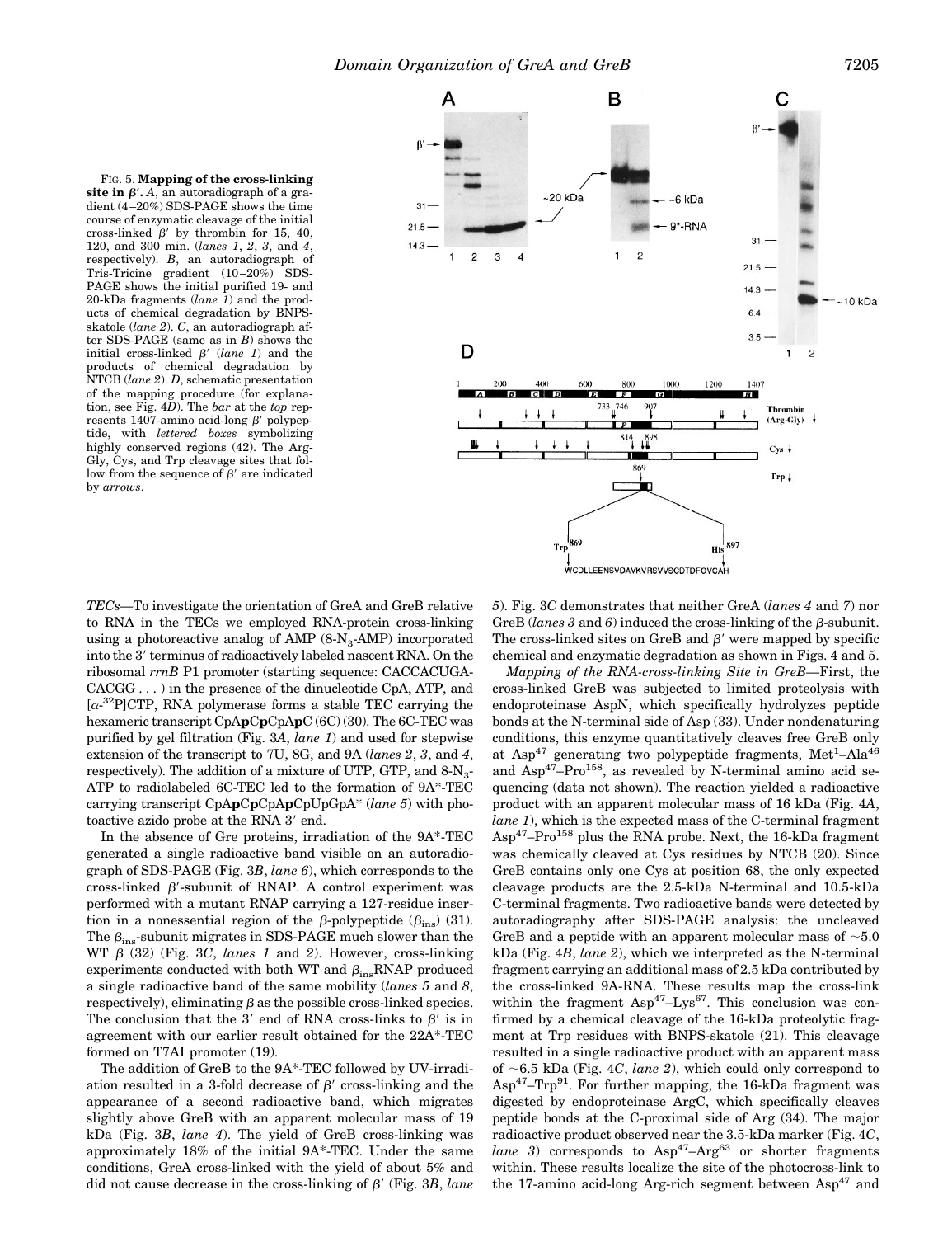FIG. 5. **Mapping of the cross-linking site in β′.** *A*, an autoradiograph of a gradient (4–20%) SDS-PAGE shows the time course of enzymatic cleavage of the initial cross-linked β′ by thrombin for 15, 40, 120, and 300 min. (*lanes 1*, *2*, *3*, and *4*, respectively). *B*, an autoradiograph of Tris-Tricine gradient (10–20%) SDS-PAGE shows the initial purified 19- and 20-kDa fragments (*lane 1*) and the products of chemical degradation by BNPS-skatole (*lane 2*). *C*, an autoradiograph after SDS-PAGE (same as in *B*) shows the initial cross-linked β′ (*lane 1*) and the products of chemical degradation by NTCB (*lane 2*). *D*, schematic presentation of the mapping procedure (for explanation, see Fig. 4*D*). The *bar* at the *top* represents 1407-amino acid-long β′ polypeptide, with *lettered boxes* symbolizing highly conserved regions (42). The Arg-Gly, Cys, and Trp cleavage sites that follow from the sequence of β′ are indicated by *arrows*.

*TECs*—To investigate the orientation of GreA and GreB relative to RNA in the TECs we employed RNA-protein cross-linking using a photoreactive analog of AMP (8-$N_3$-AMP) incorporated into the 3′ terminus of radioactively labeled nascent RNA. On the ribosomal *rrnB* P1 promoter (starting sequence: CACCACUGA-CACGG . . . ) in the presence of the dinucleotide CpA, ATP, and [$\alpha$-$^{32}$P]CTP, RNA polymerase forms a stable TEC carrying the hexameric transcript CpA**p**C**p**C**p**A**p**C (6C) (30). The 6C-TEC was purified by gel filtration (Fig. 3*A*, *lane 1*) and used for stepwise extension of the transcript to 7U, 8G, and 9A (*lanes 2*, *3*, and *4*, respectively). The addition of a mixture of UTP, GTP, and 8-$N_3$-ATP to radiolabeled 6C-TEC led to the formation of 9A*-TEC carrying transcript CpA**p**C**p**C**p**A**p**CpUpGpA* (*lane 5*) with photoactive azido probe at the RNA 3′ end.

In the absence of Gre proteins, irradiation of the 9A*-TEC generated a single radioactive band visible on an autoradiograph of SDS-PAGE (Fig. 3*B*, *lane 6*), which corresponds to the cross-linked β′-subunit of RNAP. A control experiment was performed with a mutant RNAP carrying a 127-residue insertion in a nonessential region of the β-polypeptide ($\beta_{ins}$) (31). The $\beta_{ins}$-subunit migrates in SDS-PAGE much slower than the WT β (32) (Fig. 3*C*, *lanes 1* and *2*). However, cross-linking experiments conducted with both WT and $\beta_{ins}$RNAP produced a single radioactive band of the same mobility (*lanes 5* and *8*, respectively), eliminating β as the possible cross-linked species. The conclusion that the 3′ end of RNA cross-links to β′ is in agreement with our earlier result obtained for the 22A*-TEC formed on T7AI promoter (19).

The addition of GreB to the 9A*-TEC followed by UV-irradiation resulted in a 3-fold decrease of β′ cross-linking and the appearance of a second radioactive band, which migrates slightly above GreB with an apparent molecular mass of 19 kDa (Fig. 3*B*, *lane 4*). The yield of GreB cross-linking was approximately 18% of the initial 9A*-TEC. Under the same conditions, GreA cross-linked with the yield of about 5% and did not cause decrease in the cross-linking of β′ (Fig. 3*B*, *lane 5*). Fig. 3*C* demonstrates that neither GreA (*lanes 4* and *7*) nor GreB (*lanes 3* and *6*) induced the cross-linking of the β-subunit. The cross-linked sites on GreB and β′ were mapped by specific chemical and enzymatic degradation as shown in Figs. 4 and 5.

*Mapping of the RNA-cross-linking Site in GreB*—First, the cross-linked GreB was subjected to limited proteolysis with endoproteinase AspN, which specifically hydrolyzes peptide bonds at the N-terminal side of Asp (33). Under nondenaturing conditions, this enzyme quantitatively cleaves free GreB only at Asp$^{47}$ generating two polypeptide fragments, Met$^{1}$–Ala$^{46}$ and Asp$^{47}$–Pro$^{158}$, as revealed by N-terminal amino acid sequencing (data not shown). The reaction yielded a radioactive product with an apparent molecular mass of 16 kDa (Fig. 4*A*, *lane 1*), which is the expected mass of the C-terminal fragment Asp$^{47}$–Pro$^{158}$ plus the RNA probe. Next, the 16-kDa fragment was chemically cleaved at Cys residues by NTCB (20). Since GreB contains only one Cys at position 68, the only expected cleavage products are the 2.5-kDa N-terminal and 10.5-kDa C-terminal fragments. Two radioactive bands were detected by autoradiography after SDS-PAGE analysis: the uncleaved GreB and a peptide with an apparent molecular mass of ~5.0 kDa (Fig. 4*B*, *lane 2*), which we interpreted as the N-terminal fragment carrying an additional mass of 2.5 kDa contributed by the cross-linked 9A-RNA. These results map the cross-link within the fragment Asp$^{47}$–Lys$^{67}$. This conclusion was confirmed by a chemical cleavage of the 16-kDa proteolytic fragment at Trp residues with BNPS-skatole (21). This cleavage resulted in a single radioactive product with an apparent mass of ~6.5 kDa (Fig. 4*C*, *lane 2*), which could only correspond to Asp$^{47}$–Trp$^{91}$. For further mapping, the 16-kDa fragment was digested by endoproteinase ArgC, which specifically cleaves peptide bonds at the C-proximal side of Arg (34). The major radioactive product observed near the 3.5-kDa marker (Fig. 4*C*, *lane 3*) corresponds to Asp$^{47}$–Arg$^{63}$ or shorter fragments within. These results localize the site of the photocross-link to the 17-amino acid-long Arg-rich segment between Asp$^{47}$ and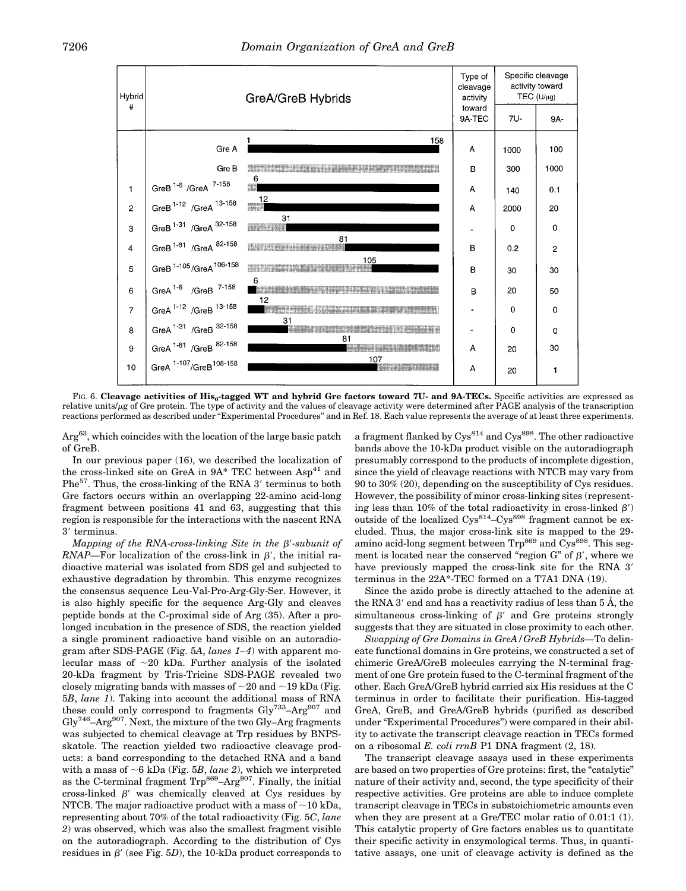| Hybrid # | GreA/GreB Hybrids | Type of cleavage activity toward 9A-TEC | Specific cleavage activity toward TEC (U/μg) | |
|---|---|---|---|---|
| | | | 7U- | 9A- |
| | Gre A (1–158) | A | 1000 | 100 |
| | Gre B | B | 300 | 1000 |
| 1 | GreB $^{1-6}$ /GreA $^{7-158}$ | A | 140 | 0.1 |
| 2 | GreB $^{1-12}$ /GreA $^{13-158}$ | A | 2000 | 20 |
| 3 | GreB $^{1-31}$ /GreA $^{32-158}$ | - | 0 | 0 |
| 4 | GreB $^{1-81}$ /GreA $^{82-158}$ | B | 0.2 | 2 |
| 5 | GreB $^{1-105}$ /GreA $^{106-158}$ | B | 30 | 30 |
| 6 | GreA $^{1-6}$ /GreB $^{7-158}$ | B | 20 | 50 |
| 7 | GreA $^{1-12}$ /GreB $^{13-158}$ | - | 0 | 0 |
| 8 | GreA $^{1-31}$ /GreB $^{32-158}$ | - | 0 | 0 |
| 9 | GreA $^{1-81}$ /GreB $^{82-158}$ | A | 20 | 30 |
| 10 | GreA $^{1-107}$ /GreB $^{108-158}$ | A | 20 | 1 |

FIG. 6. **Cleavage activities of His$_6$-tagged WT and hybrid Gre factors toward 7U- and 9A-TECs.** Specific activities are expressed as relative units/μg of Gre protein. The type of activity and the values of cleavage activity were determined after PAGE analysis of the transcription reactions performed as described under "Experimental Procedures" and in Ref. 18. Each value represents the average of at least three experiments.

Arg[63], which coincides with the location of the large basic patch of GreB.

In our previous paper (16), we described the localization of the cross-linked site on GreA in 9A* TEC between Asp[41] and Phe[57]. Thus, the cross-linking of the RNA 3′ terminus to both Gre factors occurs within an overlapping 22-amino acid-long fragment between positions 41 and 63, suggesting that this region is responsible for the interactions with the nascent RNA 3′ terminus.

*Mapping of the RNA-cross-linking Site in the β′-subunit of RNAP*—For localization of the cross-link in β′, the initial radioactive material was isolated from SDS gel and subjected to exhaustive degradation by thrombin. This enzyme recognizes the consensus sequence Leu-Val-Pro-Arg-Gly-Ser. However, it is also highly specific for the sequence Arg-Gly and cleaves peptide bonds at the C-proximal side of Arg (35). After a prolonged incubation in the presence of SDS, the reaction yielded a single prominent radioactive band visible on an autoradiogram after SDS-PAGE (Fig. 5*A*, *lanes 1–4*) with apparent molecular mass of ~20 kDa. Further analysis of the isolated 20-kDa fragment by Tris-Tricine SDS-PAGE revealed two closely migrating bands with masses of ~20 and ~19 kDa (Fig. 5*B*, *lane 1*). Taking into account the additional mass of RNA these could only correspond to fragments Gly[733]–Arg[907] and Gly[746]–Arg[907]. Next, the mixture of the two Gly–Arg fragments was subjected to chemical cleavage at Trp residues by BNPS-skatole. The reaction yielded two radioactive cleavage products: a band corresponding to the detached RNA and a band with a mass of ~6 kDa (Fig. 5*B*, *lane 2*), which we interpreted as the C-terminal fragment Trp[869]–Arg[907]. Finally, the initial cross-linked β′ was chemically cleaved at Cys residues by NTCB. The major radioactive product with a mass of ~10 kDa, representing about 70% of the total radioactivity (Fig. 5*C*, *lane 2*) was observed, which was also the smallest fragment visible on the autoradiograph. According to the distribution of Cys residues in β′ (see Fig. 5*D*), the 10-kDa product corresponds to a fragment flanked by Cys[814] and Cys[898]. The other radioactive bands above the 10-kDa product visible on the autoradiograph presumably correspond to the products of incomplete digestion, since the yield of cleavage reactions with NTCB may vary from 90 to 30% (20), depending on the susceptibility of Cys residues. However, the possibility of minor cross-linking sites (representing less than 10% of the total radioactivity in cross-linked β′) outside of the localized Cys[814]–Cys[898] fragment cannot be excluded. Thus, the major cross-link site is mapped to the 29-amino acid-long segment between Trp[869] and Cys[898]. This segment is located near the conserved "region G" of β′, where we have previously mapped the cross-link site for the RNA 3′ terminus in the 22A*-TEC formed on a T7A1 DNA (19).

Since the azido probe is directly attached to the adenine at the RNA 3′ end and has a reactivity radius of less than 5 Å, the simultaneous cross-linking of β′ and Gre proteins strongly suggests that they are situated in close proximity to each other.

*Swapping of Gre Domains in GreA/GreB Hybrids*—To delineate functional domains in Gre proteins, we constructed a set of chimeric GreA/GreB molecules carrying the N-terminal fragment of one Gre protein fused to the C-terminal fragment of the other. Each GreA/GreB hybrid carried six His residues at the C terminus in order to facilitate their purification. His-tagged GreA, GreB, and GreA/GreB hybrids (purified as described under "Experimental Procedures") were compared in their ability to activate the transcript cleavage reaction in TECs formed on a ribosomal *E. coli rrnB* P1 DNA fragment (2, 18).

The transcript cleavage assays used in these experiments are based on two properties of Gre proteins: first, the "catalytic" nature of their activity and, second, the type specificity of their respective activities. Gre proteins are able to induce complete transcript cleavage in TECs in substoichiometric amounts even when they are present at a Gre/TEC molar ratio of 0.01:1 (1). This catalytic property of Gre factors enables us to quantitate their specific activity in enzymological terms. Thus, in quantitative assays, one unit of cleavage activity is defined as the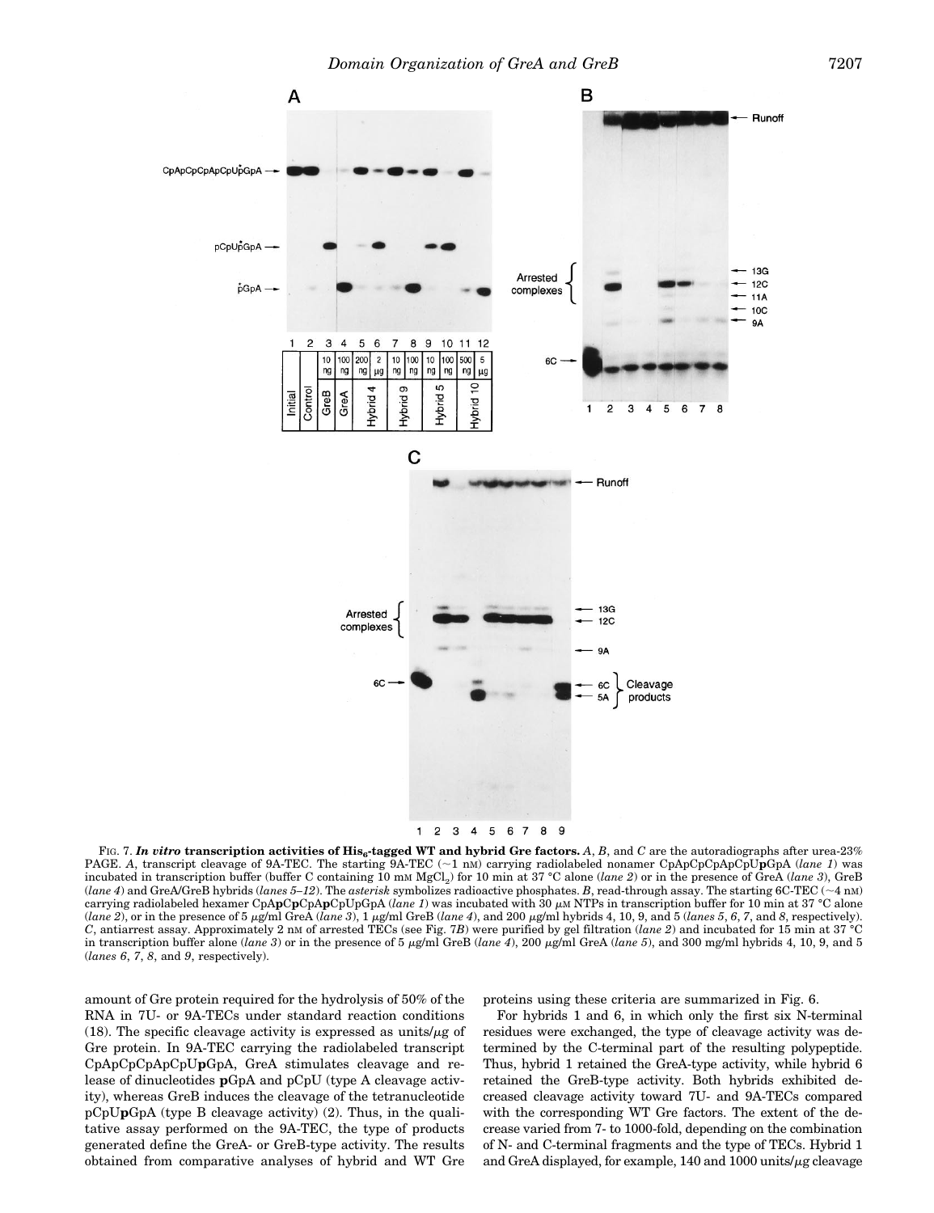FIG. 7. ***In vitro* transcription activities of His$_6$-tagged WT and hybrid Gre factors.** *A*, *B*, and *C* are the autoradiographs after urea-23% PAGE. *A*, transcript cleavage of 9A-TEC. The starting 9A-TEC (~1 nM) carrying radiolabeled nonamer CpApCpCpApCpU**p**GpA (*lane 1*) was incubated in transcription buffer (buffer C containing 10 mM $MgCl_2$) for 10 min at 37 °C alone (*lane 2*) or in the presence of GreA (*lane 3*), GreB (*lane 4*) and GreA/GreB hybrids (*lanes 5–12*). The *asterisk* symbolizes radioactive phosphates. *B*, read-through assay. The starting 6C-TEC (~4 nM) carrying radiolabeled hexamer CpA**p**Cp**C**pA**p**CpUpGpA (*lane 1*) was incubated with 30 μM NTPs in transcription buffer for 10 min at 37 °C alone (*lane 2*), or in the presence of 5 μg/ml GreA (*lane 3*), 1 μg/ml GreB (*lane 4*), and 200 μg/ml hybrids 4, 10, 9, and 5 (*lanes 5*, *6*, *7*, and *8*, respectively). *C*, antiarrest assay. Approximately 2 nM of arrested TECs (see Fig. 7*B*) were purified by gel filtration (*lane 2*) and incubated for 15 min at 37 °C in transcription buffer alone (*lane 3*) or in the presence of 5 μg/ml GreB (*lane 4*), 200 μg/ml GreA (*lane 5*), and 300 mg/ml hybrids 4, 10, 9, and 5 (*lanes 6*, *7*, *8*, and *9*, respectively).

amount of Gre protein required for the hydrolysis of 50% of the RNA in 7U- or 9A-TECs under standard reaction conditions (18). The specific cleavage activity is expressed as units/μg of Gre protein. In 9A-TEC carrying the radiolabeled transcript CpApCpCpApCpU**p**GpA, GreA stimulates cleavage and release of dinucleotides **p**GpA and pCpU (type A cleavage activity), whereas GreB induces the cleavage of the tetranucleotide pCpU**p**GpA (type B cleavage activity) (2). Thus, in the qualitative assay performed on the 9A-TEC, the type of products generated define the GreA- or GreB-type activity. The results obtained from comparative analyses of hybrid and WT Gre proteins using these criteria are summarized in Fig. 6.

For hybrids 1 and 6, in which only the first six N-terminal residues were exchanged, the type of cleavage activity was determined by the C-terminal part of the resulting polypeptide. Thus, hybrid 1 retained the GreA-type activity, while hybrid 6 retained the GreB-type activity. Both hybrids exhibited decreased cleavage activity toward 7U- and 9A-TECs compared with the corresponding WT Gre factors. The extent of the decrease varied from 7- to 1000-fold, depending on the combination of N- and C-terminal fragments and the type of TECs. Hybrid 1 and GreA displayed, for example, 140 and 1000 units/μg cleavage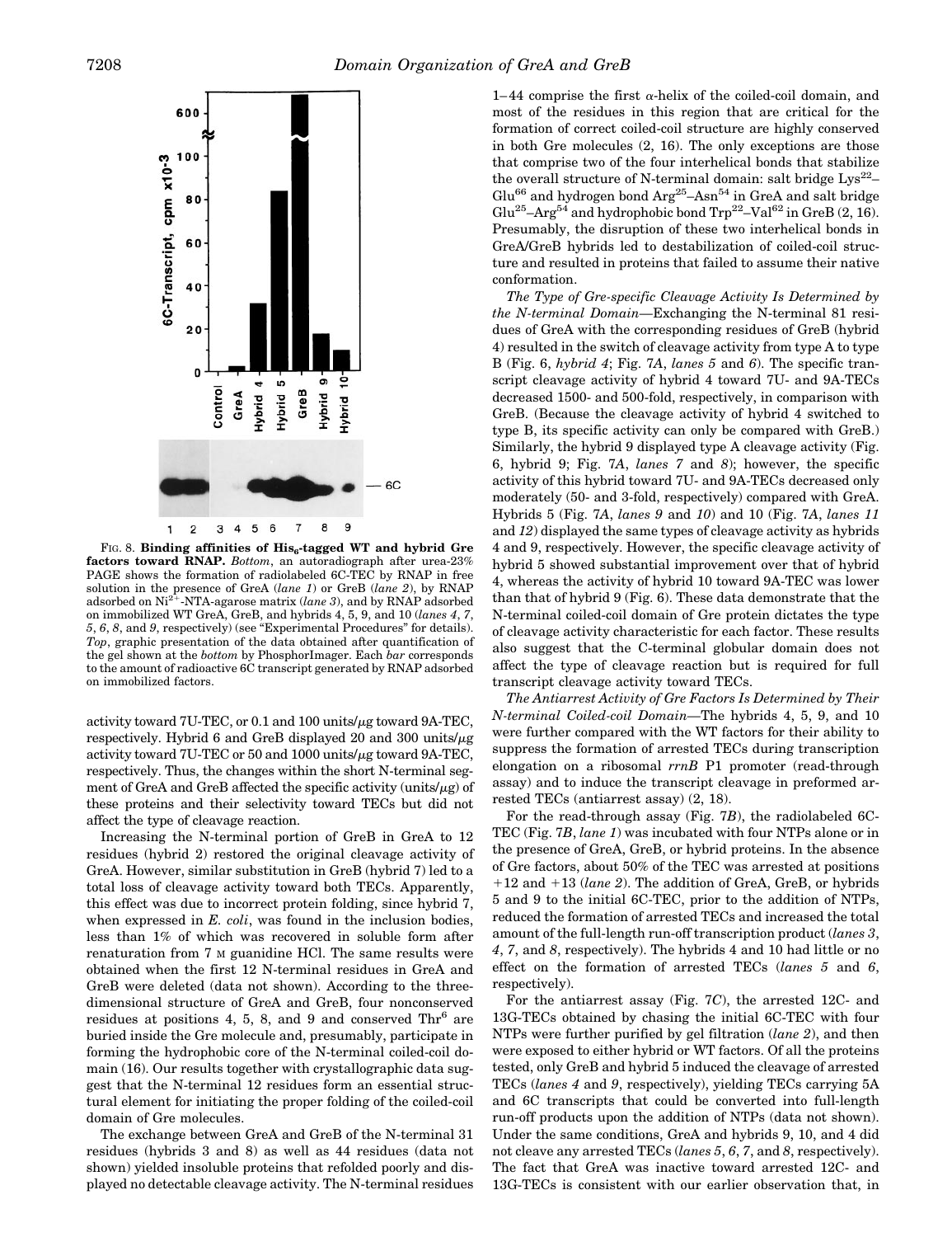FIG. 8. **Binding affinities of His$_6$-tagged WT and hybrid Gre factors toward RNAP.** *Bottom*, an autoradiograph after urea-23% PAGE shows the formation of radiolabeled 6C-TEC by RNAP in free solution in the presence of GreA (*lane 1*) or GreB (*lane 2*), by RNAP adsorbed on $Ni^{2+}$-NTA-agarose matrix (*lane 3*), and by RNAP adsorbed on immobilized WT GreA, GreB, and hybrids 4, 5, 9, and 10 (*lanes 4*, *7*, *5*, *6*, *8*, and *9*, respectively) (see "Experimental Procedures" for details). *Top*, graphic presentation of the data obtained after quantification of the gel shown at the *bottom* by PhosphorImager. Each *bar* corresponds to the amount of radioactive 6C transcript generated by RNAP adsorbed on immobilized factors.

activity toward 7U-TEC, or 0.1 and 100 units/μg toward 9A-TEC, respectively. Hybrid 6 and GreB displayed 20 and 300 units/μg activity toward 7U-TEC or 50 and 1000 units/μg toward 9A-TEC, respectively. Thus, the changes within the short N-terminal segment of GreA and GreB affected the specific activity (units/μg) of these proteins and their selectivity toward TECs but did not affect the type of cleavage reaction.

Increasing the N-terminal portion of GreB in GreA to 12 residues (hybrid 2) restored the original cleavage activity of GreA. However, similar substitution in GreB (hybrid 7) led to a total loss of cleavage activity toward both TECs. Apparently, this effect was due to incorrect protein folding, since hybrid 7, when expressed in *E. coli*, was found in the inclusion bodies, less than 1% of which was recovered in soluble form after renaturation from 7 M guanidine HCl. The same results were obtained when the first 12 N-terminal residues in GreA and GreB were deleted (data not shown). According to the three-dimensional structure of GreA and GreB, four nonconserved residues at positions 4, 5, 8, and 9 and conserved Thr$^6$ are buried inside the Gre molecule and, presumably, participate in forming the hydrophobic core of the N-terminal coiled-coil domain (16). Our results together with crystallographic data suggest that the N-terminal 12 residues form an essential structural element for initiating the proper folding of the coiled-coil domain of Gre molecules.

The exchange between GreA and GreB of the N-terminal 31 residues (hybrids 3 and 8) as well as 44 residues (data not shown) yielded insoluble proteins that refolded poorly and displayed no detectable cleavage activity. The N-terminal residues 1–44 comprise the first α-helix of the coiled-coil domain, and most of the residues in this region that are critical for the formation of correct coiled-coil structure are highly conserved in both Gre molecules (2, 16). The only exceptions are those that comprise two of the four interhelical bonds that stabilize the overall structure of N-terminal domain: salt bridge Lys$^{22}$–Glu$^{66}$ and hydrogen bond Arg$^{25}$–Asn$^{54}$ in GreA and salt bridge Glu$^{25}$–Arg$^{54}$ and hydrophobic bond Trp$^{22}$–Val$^{62}$ in GreB (2, 16). Presumably, the disruption of these two interhelical bonds in GreA/GreB hybrids led to destabilization of coiled-coil structure and resulted in proteins that failed to assume their native conformation.

*The Type of Gre-specific Cleavage Activity Is Determined by the N-terminal Domain*—Exchanging the N-terminal 81 residues of GreA with the corresponding residues of GreB (hybrid 4) resulted in the switch of cleavage activity from type A to type B (Fig. 6, *hybrid 4*; Fig. 7*A*, *lanes 5* and *6*). The specific transcript cleavage activity of hybrid 4 toward 7U- and 9A-TECs decreased 1500- and 500-fold, respectively, in comparison with GreB. (Because the cleavage activity of hybrid 4 switched to type B, its specific activity can only be compared with GreB.) Similarly, the hybrid 9 displayed type A cleavage activity (Fig. 6, hybrid 9; Fig. 7*A*, *lanes 7* and *8*); however, the specific activity of this hybrid toward 7U- and 9A-TECs decreased only moderately (50- and 3-fold, respectively) compared with GreA. Hybrids 5 (Fig. 7*A*, *lanes 9* and *10*) and 10 (Fig. 7*A*, *lanes 11* and *12*) displayed the same types of cleavage activity as hybrids 4 and 9, respectively. However, the specific cleavage activity of hybrid 5 showed substantial improvement over that of hybrid 4, whereas the activity of hybrid 10 toward 9A-TEC was lower than that of hybrid 9 (Fig. 6). These data demonstrate that the N-terminal coiled-coil domain of Gre protein dictates the type of cleavage activity characteristic for each factor. These results also suggest that the C-terminal globular domain does not affect the type of cleavage reaction but is required for full transcript cleavage activity toward TECs.

*The Antiarrest Activity of Gre Factors Is Determined by Their N-terminal Coiled-coil Domain*—The hybrids 4, 5, 9, and 10 were further compared with the WT factors for their ability to suppress the formation of arrested TECs during transcription elongation on a ribosomal *rrnB* P1 promoter (read-through assay) and to induce the transcript cleavage in preformed arrested TECs (antiarrest assay) (2, 18).

For the read-through assay (Fig. 7*B*), the radiolabeled 6C-TEC (Fig. 7*B*, *lane 1*) was incubated with four NTPs alone or in the presence of GreA, GreB, or hybrid proteins. In the absence of Gre factors, about 50% of the TEC was arrested at positions +12 and +13 (*lane 2*). The addition of GreA, GreB, or hybrids 5 and 9 to the initial 6C-TEC, prior to the addition of NTPs, reduced the formation of arrested TECs and increased the total amount of the full-length run-off transcription product (*lanes 3*, *4*, *7*, and *8*, respectively). The hybrids 4 and 10 had little or no effect on the formation of arrested TECs (*lanes 5* and *6*, respectively).

For the antiarrest assay (Fig. 7*C*), the arrested 12C- and 13G-TECs obtained by chasing the initial 6C-TEC with four NTPs were further purified by gel filtration (*lane 2*), and then were exposed to either hybrid or WT factors. Of all the proteins tested, only GreB and hybrid 5 induced the cleavage of arrested TECs (*lanes 4* and *9*, respectively), yielding TECs carrying 5A and 6C transcripts that could be converted into full-length run-off products upon the addition of NTPs (data not shown). Under the same conditions, GreA and hybrids 9, 10, and 4 did not cleave any arrested TECs (*lanes 5*, *6*, *7*, and *8*, respectively). The fact that GreA was inactive toward arrested 12C- and 13G-TECs is consistent with our earlier observation that, in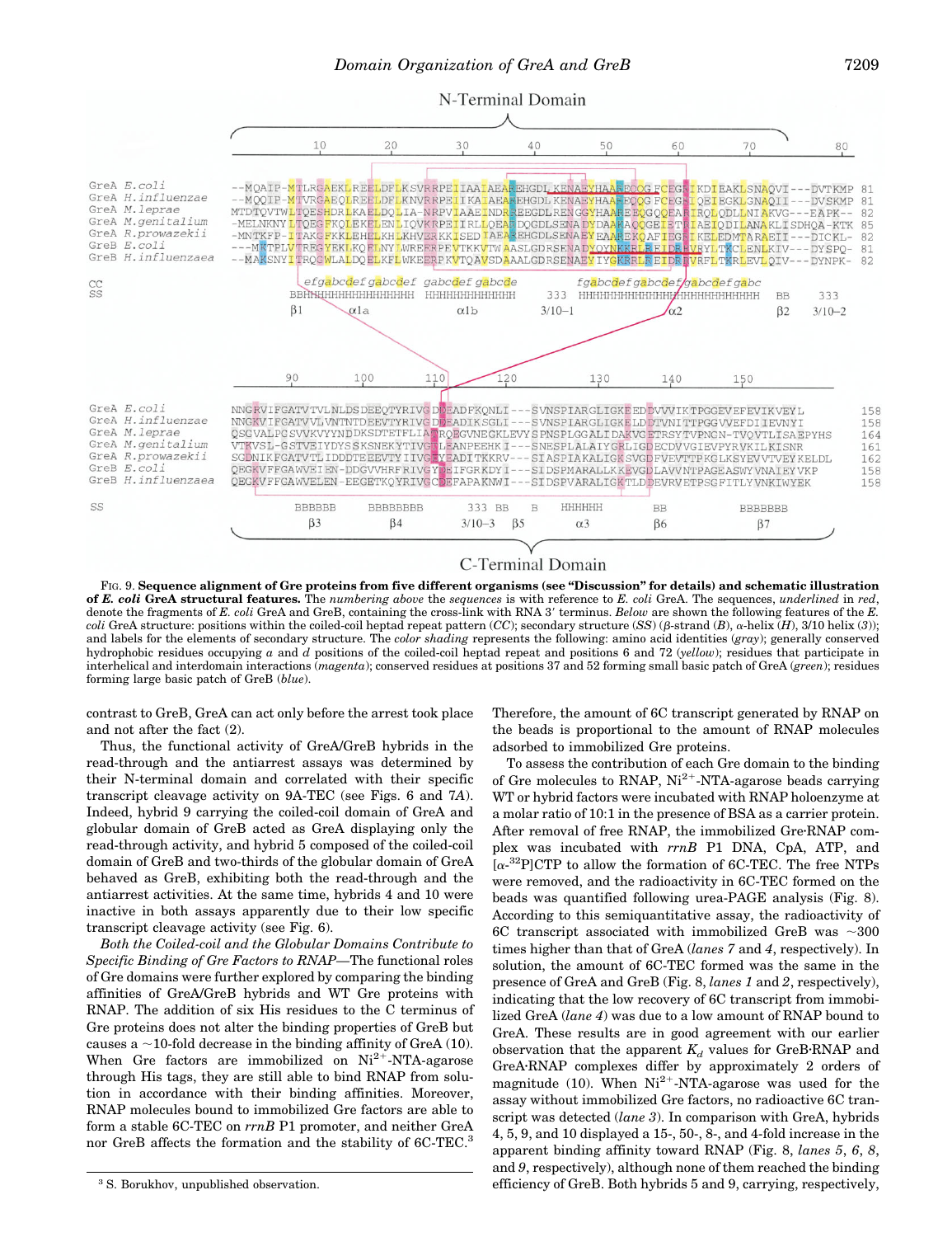N-Terminal Domain

```
                 10        20        30        40        50        60        70        80
GreA E.coli        --MQAIP-MTLRGAEKLREELDFLKSVRRPEIIAAIAEAREHGDLKENAEYHAAREQQGFCEGRIKDIEAKLSNAQVI---DVTKMP 81
GreA H.influenzae  --MQQIP-MTVRGAEQLREELDFLKNVRRPEIIKAIAEAREHGDLKENAEYHAAHEQQGFCEGRIQEIEGKLGNAQII---DVSKMP 81
GreA M.leprae      MTDTQVTWLTQESHDRLKAELDQLIA-NRPVIAAEINDRREEGDLRENGGYHAAREEQGQQEARIRQLQDLLNIAKVG---EAPK-- 82
GreA M.genitalium  -MELNKNYLTQEGFKQLEKELENLIQVKRPEIIRLLQEARDQGDLSENADYDAAKAQQGEIETRIAEIQDILANAKLISDHQA-KTK 85
GreA R.prowazekii  -MNTKFP-ITAKGFKKLEHELKHLKHVERKKISEDIAEAREHGDLSENAEYEAAREKQAFIEGRIKELEDMTARAEII---DICKL- 82
GreB E.coli        ---MKTPLVTRRGYEKLKQELNYLWREERPEVTKKVTWAASLGDRSENADYQYNKKRLREIDRRVRYLTKCLENLKIV---DYSPQ- 81
GreB H.influenzaea  --MAKSNYITRQGWLALDQELKFLWKEERPKVTQAVSDAAALGDRSENAEYIYGKRRLREIDRRVRFLTKRLEVLQIV---DYNPK- 82

CC                        efgabcdefgabcdef gabcdefgabcde        fgabcdefgabcdefgabcdefgabc
SS                     BBHHHHHHHHHHHHHHHH  HHHHHHHHHHHHH   333  HHHHHHHHHHHHHHHHHHHHHHHHHHH   BB    333
                       β1          α1a          α1b       3/10-1              α2              β2  3/10-2
```

```
                   90        100       110       120       130       140       150
GreA E.coli        NNGRVIFGATVTVLNLDSDEEQTYRIVGDDEADFKQNLI---SVNSPIARGLIGKEEDDVVVIKTPGGEVEFEVIKVEYL        158
GreA H.influenzae  NNGKVIFGATVVLVNTNTDEEVTYRIVGDDEADIKSGLI---SVNSPIARGLIGKELDDTVNITTPGGVVEFDIIEVNYI        158
GreA M.leprae      QSGVALPGSVVKVYYNDDKSDTETFLIATRQEGVNEGKLEVYSPNSPLGGALIDAKVGETRSYTVPNGN-TVQVTLISAEPYHS   164
GreA M.genitalium  VTKVSL-GSTVEIYDYSSKSNEKYTIVGSLEANPEEHKI---SNESPLALAIYGRLIGDECDVVGIEVPYRVKILKISNR      161
GreA R.prowazekii  SGDNIKFGATVTLIDDTEEEVTYIIVGEYEADITKKRV---SIASPIAKALIGKSVGDFVEVTTPKGKLSYEVVTVEYKELDL   162
GreB E.coli        QEGKVFFGAWVEIEN-DDGVVHRFRIVGYDEIFGRKDYI---SIDSPMARALLKKEVGDLAVVNTPAGEASWYVNAIEYVKP   158
GreB H.influenzaea QEGKVFFGAWVELEN-EEGETKQYRIVGCDEFAPAKNWI---SIDSPVARALIGKTLDDEVRVETPSGFITLYVNKIWYEK    158

SS                    BBBBBB    BBBBBBBB     333 BB    B     HHHHHH       BB          BBBBBBB
                        β3         β4       3/10-3  β5       α3          β6            β7
```

C-Terminal Domain

FIG. 9. **Sequence alignment of Gre proteins from five different organisms (see "Discussion" for details) and schematic illustration of *E. coli* GreA structural features.** The *numbering above* the *sequences* is with reference to *E. coli* GreA. The sequences, *underlined* in *red*, denote the fragments of *E. coli* GreA and GreB, containing the cross-link with RNA 3′ terminus. *Below* are shown the following features of the *E. coli* GreA structure: positions within the coiled-coil heptad repeat pattern (*CC*); secondary structure (*SS*) (β-strand (*B*), α-helix (*H*), 3/10 helix (*3*)); and labels for the elements of secondary structure. The *color shading* represents the following: amino acid identities (*gray*); generally conserved hydrophobic residues occupying *a* and *d* positions of the coiled-coil heptad repeat and positions 6 and 72 (*yellow*); residues that participate in interhelical and interdomain interactions (*magenta*); conserved residues at positions 37 and 52 forming small basic patch of GreA (*green*); residues forming large basic patch of GreB (*blue*).

contrast to GreB, GreA can act only before the arrest took place and not after the fact (2).

Thus, the functional activity of GreA/GreB hybrids in the read-through and the antiarrest assays was determined by their N-terminal domain and correlated with their specific transcript cleavage activity on 9A-TEC (see Figs. 6 and 7*A*). Indeed, hybrid 9 carrying the coiled-coil domain of GreA and globular domain of GreB acted as GreA displaying only the read-through activity, and hybrid 5 composed of the coiled-coil domain of GreB and two-thirds of the globular domain of GreA behaved as GreB, exhibiting both the read-through and the antiarrest activities. At the same time, hybrids 4 and 10 were inactive in both assays apparently due to their low specific transcript cleavage activity (see Fig. 6).

*Both the Coiled-coil and the Globular Domains Contribute to Specific Binding of Gre Factors to RNAP*—The functional roles of Gre domains were further explored by comparing the binding affinities of GreA/GreB hybrids and WT Gre proteins with RNAP. The addition of six His residues to the C terminus of Gre proteins does not alter the binding properties of GreB but causes a ~10-fold decrease in the binding affinity of GreA (10). When Gre factors are immobilized on $Ni^{2+}$-NTA-agarose through His tags, they are still able to bind RNAP from solution in accordance with their binding affinities. Moreover, RNAP molecules bound to immobilized Gre factors are able to form a stable 6C-TEC on *rrnB* P1 promoter, and neither GreA nor GreB affects the formation and the stability of 6C-TEC.[3] Therefore, the amount of 6C transcript generated by RNAP on the beads is proportional to the amount of RNAP molecules adsorbed to immobilized Gre proteins.

To assess the contribution of each Gre domain to the binding of Gre molecules to RNAP, $Ni^{2+}$-NTA-agarose beads carrying WT or hybrid factors were incubated with RNAP holoenzyme at a molar ratio of 10:1 in the presence of BSA as a carrier protein. After removal of free RNAP, the immobilized Gre·RNAP complex was incubated with *rrnB* P1 DNA, CpA, ATP, and [$\alpha$-$^{32}$P]CTP to allow the formation of 6C-TEC. The free NTPs were removed, and the radioactivity in 6C-TEC formed on the beads was quantified following urea-PAGE analysis (Fig. 8). According to this semiquantitative assay, the radioactivity of 6C transcript associated with immobilized GreB was ~300 times higher than that of GreA (*lanes 7* and *4*, respectively). In solution, the amount of 6C-TEC formed was the same in the presence of GreA and GreB (Fig. 8, *lanes 1* and *2*, respectively), indicating that the low recovery of 6C transcript from immobilized GreA (*lane 4*) was due to a low amount of RNAP bound to GreA. These results are in good agreement with our earlier observation that the apparent $K_d$ values for GreB·RNAP and GreA·RNAP complexes differ by approximately 2 orders of magnitude (10). When $Ni^{2+}$-NTA-agarose was used for the assay without immobilized Gre factors, no radioactive 6C transcript was detected (*lane 3*). In comparison with GreA, hybrids 4, 5, 9, and 10 displayed a 15-, 50-, 8-, and 4-fold increase in the apparent binding affinity toward RNAP (Fig. 8, *lanes 5*, *6*, *8*, and *9*, respectively), although none of them reached the binding efficiency of GreB. Both hybrids 5 and 9, carrying, respectively,

[3] S. Borukhov, unpublished observation.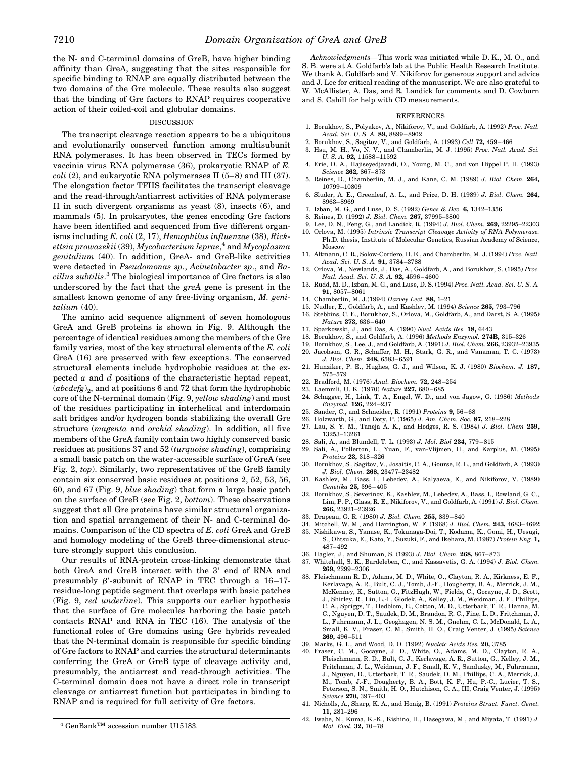the N- and C-terminal domains of GreB, have higher binding affinity than GreA, suggesting that the sites responsible for specific binding to RNAP are equally distributed between the two domains of the Gre molecule. These results also suggest that the binding of Gre factors to RNAP requires cooperative action of their coiled-coil and globular domains.

## DISCUSSION

The transcript cleavage reaction appears to be a ubiquitous and evolutionarily conserved function among multisubunit RNA polymerases. It has been observed in TECs formed by vaccinia virus RNA polymerase (36), prokaryotic RNAP of *E. coli* (2), and eukaryotic RNA polymerases II (5–8) and III (37). The elongation factor TFIIS facilitates the transcript cleavage and the read-through/antiarrest activities of RNA polymerase II in such divergent organisms as yeast (8), insects (6), and mammals (5). In prokaryotes, the genes encoding Gre factors have been identified and sequenced from five different organisms including *E. coli* (2, 17), *Hemophilus influenzae* (38), *Rickettsia prowazekii* (39), *Mycobacterium leprae*,[4] and *Mycoplasma genitalium* (40). In addition, GreA- and GreB-like activities were detected in *Pseudomonas sp.*, *Acinetobacter sp*., and *Bacillus subtilis*.[3] The biological importance of Gre factors is also underscored by the fact that the *greA* gene is present in the smallest known genome of any free-living organism, *M. genitalium* (40).

The amino acid sequence alignment of seven homologous GreA and GreB proteins is shown in Fig. 9. Although the percentage of identical residues among the members of the Gre family varies, most of the key structural elements of the *E. coli* GreA (16) are preserved with few exceptions. The conserved structural elements include hydrophobic residues at the expected *a* and *d* positions of the characteristic heptad repeat, $(abcdefg)_2$, and at positions 6 and 72 that form the hydrophobic core of the N-terminal domain (Fig. 9, *yellow shading*) and most of the residues participating in interhelical and interdomain salt bridges and/or hydrogen bonds stabilizing the overall Gre structure (*magenta* and *orchid shading*). In addition, all five members of the GreA family contain two highly conserved basic residues at positions 37 and 52 (*turquoise shading*), comprising a small basic patch on the water-accessible surface of GreA (see Fig. 2, *top*). Similarly, two representatives of the GreB family contain six conserved basic residues at positions 2, 52, 53, 56, 60, and 67 (Fig. 9, *blue shading*) that form a large basic patch on the surface of GreB (see Fig. 2, *bottom*). These observations suggest that all Gre proteins have similar structural organization and spatial arrangement of their N- and C-terminal domains. Comparison of the CD spectra of *E. coli* GreA and GreB and homology modeling of the GreB three-dimensional structure strongly support this conclusion.

Our results of RNA-protein cross-linking demonstrate that both GreA and GreB interact with the 3′ end of RNA and presumably β′-subunit of RNAP in TEC through a 16–17-residue-long peptide segment that overlaps with basic patches (Fig. 9, *red underline*). This supports our earlier hypothesis that the surface of Gre molecules harboring the basic patch contacts RNAP and RNA in TEC (16). The analysis of the functional roles of Gre domains using Gre hybrids revealed that the N-terminal domain is responsible for specific binding of Gre factors to RNAP and carries the structural determinants conferring the GreA or GreB type of cleavage activity and, presumably, the antiarrest and read-through activities. The C-terminal domain does not have a direct role in transcript cleavage or antiarrest function but participates in binding to RNAP and is required for full activity of Gre factors.

*Acknowledgments*—This work was initiated while D. K., M. O., and S. B. were at A. Goldfarb's lab at the Public Health Research Institute. We thank A. Goldfarb and V. Nikiforov for generous support and advice and J. Lee for critical reading of the manuscript. We are also grateful to W. McAllister, A. Das, and R. Landick for comments and D. Cowburn and S. Cahill for help with CD measurements.

[4] GenBank™ accession number U15183.

## REFERENCES

1. Borukhov, S., Polyakov, A., Nikiforov, V., and Goldfarb, A. (1992) *Proc. Natl. Acad. Sci. U. S. A.* **89,** 8899–8902
2. Borukhov, S., Sagitov, V., and Goldfarb, A. (1993) *Cell* **72,** 459–466
3. Hsu, M. H., Vo, N. V., and Chamberlin, M. J. (1995) *Proc. Natl. Acad. Sci. U. S. A.* **92,** 11588–11592
4. Erie, D. A., Hajiseyedjavadi, O., Young, M. C., and von Hippel P. H. (1993) *Science* **262,** 867–873
5. Reines, D., Chamberlin, M. J., and Kane, C. M. (1989) *J. Biol. Chem.* **264,** 10799–10809
6. Sluder, A. E., Greenleaf, A. L., and Price, D. H. (1989) *J. Biol. Chem.* **264,** 8963–8969
7. Izban, M. G., and Luse, D. S. (1992) *Genes & Dev.* **6,** 1342–1356
8. Reines, D. (1992) *J. Biol. Chem.* **267,** 37995–3800
9. Lee, D. N., Feng, G., and Landick, R. (1994) *J. Biol. Chem.* **269,** 22295–22303
10. Orlova, M. (1995) *Intrinsic Transcript Cleavage Activity of RNA Polymerase*. Ph.D. thesis, Institute of Molecular Genetics, Russian Academy of Science, Moscow
11. Altmann, C. R., Solow-Cordero, D. E., and Chamberlin, M. J. (1994) *Proc. Natl. Acad. Sci. U. S. A.* **91,** 3784–3788
12. Orlova, M., Newlands, J., Das, A., Goldfarb, A., and Borukhov, S. (1995) *Proc. Natl. Acad. Sci. U. S. A.* **92,** 4596–4600
13. Rudd, M. D., Izban, M. G., and Luse, D. S. (1994) *Proc. Natl. Acad. Sci. U. S. A.* **91**, 8057–8061
14. Chamberlin, M. J.(1994) *Harvey Lect.* **88,** 1–21
15. Nudler, E., Goldfarb, A., and Kashlev, M. (1994) *Science* **265,** 793–796
16. Stebbins, C. E., Borukhov, S., Orlova, M., Goldfarb, A., and Darst, S. A. (1995) *Nature* **373,** 636–640
17. Sparkowski, J., and Das, A. (1990) *Nucl. Acids Res.* **18,** 6443
18. Borukhov, S., and Goldfarb, A. (1996) *Methods Enzymol.* **274B,** 315–326
19. Borukhov, S., Lee, J., and Goldfarb, A. (1991) *J. Biol. Chem.* **266,** 23932–23935
20. Jacobson, G. R., Schaffer, M. H., Stark, G. R., and Vanaman, T. C. (1973) *J. Biol. Chem.* **248,** 6583–6591
21. Hunziker, P. E., Hughes, G. J., and Wilson, K. J. (1980) *Biochem. J.* **187,** 575–579
22. Bradford, M. (1976) *Anal. Biochem.* **72,** 248–254
23. Laemmli, U. K. (1970) *Nature* **227,** 680–685
24. Schagger, H., Link, T. A., Engel, W. D., and von Jagow, G. (1986) *Methods Enzymol.* **126,** 224–237
25. Sander, C., and Schneider, R. (1991) *Proteins* **9,** 56–68
26. Holzwarth, G., and Doty, P. (1965) *J. Am. Chem. Soc.* **87,** 218–228
27. Lau, S. Y. M., Taneja A. K., and Hodges, R. S. (1984) *J. Biol. Chem* **259,** 13253–13261
28. Sali, A., and Blundell, T. L. (1993) *J. Mol. Biol* **234,** 779–815
29. Sali, A., Pollerton, L., Yuan, F., van-Vlijmen, H., and Karplus, M. (1995) *Proteins* **23,** 318–326
30. Borukhov, S., Sagitov, V., Josaitis, C. A., Gourse, R. L., and Goldfarb, A. (1993) *J. Biol. Chem.* **268,** 23477–23482
31. Kashlev, M., Bass, I., Lebedev, A., Kalyaeva, E., and Nikiforov, V. (1989) *Genetika* **25,** 396–405
32. Borukhov, S., Severinov, K., Kashlev, M., Lebedev, A., Bass, I., Rowland, G. C., Lim, P. P., Glass, R. E., Nikiforov, V., and Goldfarb, A. (1991) *J. Biol. Chem.* **266,** 23921–23926
33. Drapeau, G. R. (1980) *J. Biol. Chem.* **255,** 839–840
34. Mitchell, W. M., and Harrington, W. F. (1968) *J. Biol. Chem.* **243,** 4683–4692
35. Nishikawa, S., Yanase, K., Tokunaga-Doi, T., Kodama, K., Gomi, H., Uesugi, S., Ohtsuka, E., Kato, Y., Suzuki, F., and Ikehara, M. (1987) *Protein Eng.* **1,** 487–492
36. Hagler, J., and Shuman, S. (1993) *J. Biol. Chem.* **268,** 867–873
37. Whitehall, S. K., Bardeleben, C., and Kassavetis, G. A. (1994) *J. Biol. Chem.* **269,** 2299–2306
38. Fleischmann R. D., Adams, M. D., White, O., Clayton, R. A., Kirkness, E. F., Kerlavage, A. R., Bult, C. J., Tomb, J.-F., Dougherty, B. A., Merrick, J. M., McKenney, K., Sutton, G., FitzHugh, W., Fields, C., Gocayne, J. D., Scott, J., Shirley, R., Liu, L.-I., Glodek, A., Kelley, J. M., Weidman, J. F., Phillips, C. A., Spriggs, T., Hedblom, E., Cotton, M. D., Utterback, T. R., Hanna, M. C., Nguyen, D. T., Saudek, D. M., Brandon, R. C., Fine, L. D., Fritchman, J. L., Fuhrmann, J. L., Geoghagen, N. S. M., Gnehm, C. L., McDonald, L. A., Small, K. V., Fraser, C. M., Smith, H. O., Craig Venter, J. (1995) *Science* **269,** 496–511
39. Marks, G. L., and Wood, D. O. (1992) *Nucleic Acids Res.* **20,** 3785
40. Fraser, C. M., Gocayne, J. D., White, O., Adams, M. D., Clayton, R. A., Fleischmann, R. D., Bult, C. J., Kerlavage, A. R., Sutton, G., Kelley, J. M., Fritchman, J. L., Weidman, J. F., Small, K. V., Sandusky, M., Fuhrmann, J., Nguyen, D., Utterback, T. R., Saudek, D. M., Phillips, C. A., Merrick, J. M., Tomb, J.-F., Dougherty, B. A., Bott, K. F., Hu, P.-C., Lucier, T. S., Peterson, S. N., Smith, H. O., Hutchison, C. A., III, Craig Venter, J. (1995) *Science* **270,** 397–403
41. Nicholls, A., Sharp, K. A., and Honig, B. (1991) *Proteins Struct. Funct. Genet.* **11,** 281–296
42. Iwabe, N., Kuma, K.-K., Kishino, H., Hasegawa, M., and Miyata, T. (1991) *J. Mol. Evol.* **32,** 70–78